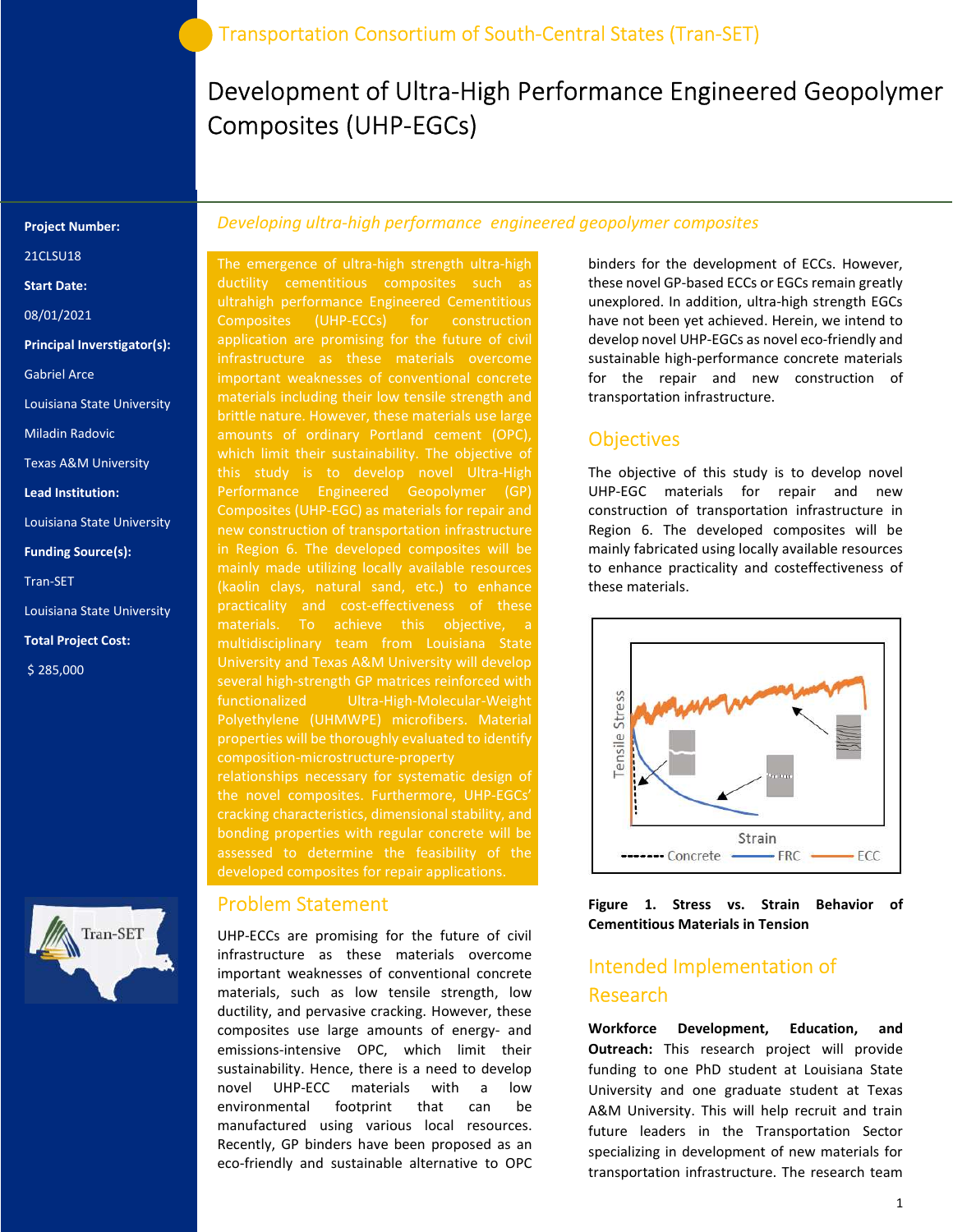Transportation Consortium of South-Central States (Tran-SET)

# Development of Ultra-High Performance Engineered Geopolymer Composites (UHP-EGCs)

**Project Number:**

21CLSU18

**Start Date:**

08/01/2021

**Principal Inverstigator(s):**

Gabriel Arce

Louisiana State University

Miladin Radovic

Texas A&M University

**Lead Institution:**

Louisiana State University

**Funding Source(s):**

Tran-SET

Louisiana State University

**Total Project Cost:**

$ 285,000

*Developing ultra-high performance engineered geopolymer composites*

The emergence of ultra-high strength ultra-high ductility cementitious composites such as ultrahigh performance Engineered Cementitious Composites (UHP-ECCs) for construction application are promising for the future of civil infrastructure as these materials overcome important weaknesses of conventional concrete materials including their low tensile strength and brittle nature. However, these materials use large amounts of ordinary Portland cement (OPC), which limit their sustainability. The objective of this study is to develop novel Ultra-High Performance Engineered Geopolymer (GP) Composites (UHP-EGC) as materials for repair and new construction of transportation infrastructure in Region 6. The developed composites will be mainly made utilizing locally available resources (kaolin clays, natural sand, etc.) to enhance practicality and cost-effectiveness of these materials. To achieve this objective, a multidisciplinary team from Louisiana State University and Texas A&M University will develop several high-strength GP matrices reinforced with functionalized Ultra-High-Molecular-Weight Polyethylene (UHMWPE) microfibers. Material properties will be thoroughly evaluated to identify composition-microstructure-property relationships necessary for systematic design of the novel composites. Furthermore, UHP-EGCs' cracking characteristics, dimensional stability, and bonding properties with regular concrete will be assessed to determine the feasibility of the developed composites for repair applications.

## Problem Statement

UHP-ECCs are promising for the future of civil infrastructure as these materials overcome important weaknesses of conventional concrete materials, such as low tensile strength, low ductility, and pervasive cracking. However, these composites use large amounts of energy- and emissions-intensive OPC, which limit their sustainability. Hence, there is a need to develop novel UHP-ECC materials with a low environmental footprint that can be manufactured using various local resources. Recently, GP binders have been proposed as an eco-friendly and sustainable alternative to OPC binders for the development of ECCs. However, these novel GP-based ECCs or EGCs remain greatly unexplored. In addition, ultra-high strength EGCs have not been yet achieved. Herein, we intend to develop novel UHP-EGCs as novel eco-friendly and sustainable high-performance concrete materials for the repair and new construction of transportation infrastructure.

## Objectives

The objective of this study is to develop novel UHP-EGC materials for repair and new construction of transportation infrastructure in Region 6. The developed composites will be mainly fabricated using locally available resources to enhance practicality and costeffectiveness of these materials.

**Figure 1. Stress vs. Strain Behavior of Cementitious Materials in Tension**

## Intended Implementation of Research

**Workforce Development, Education, and Outreach:** This research project will provide funding to one PhD student at Louisiana State University and one graduate student at Texas A&M University. This will help recruit and train future leaders in the Transportation Sector specializing in development of new materials for transportation infrastructure. The research team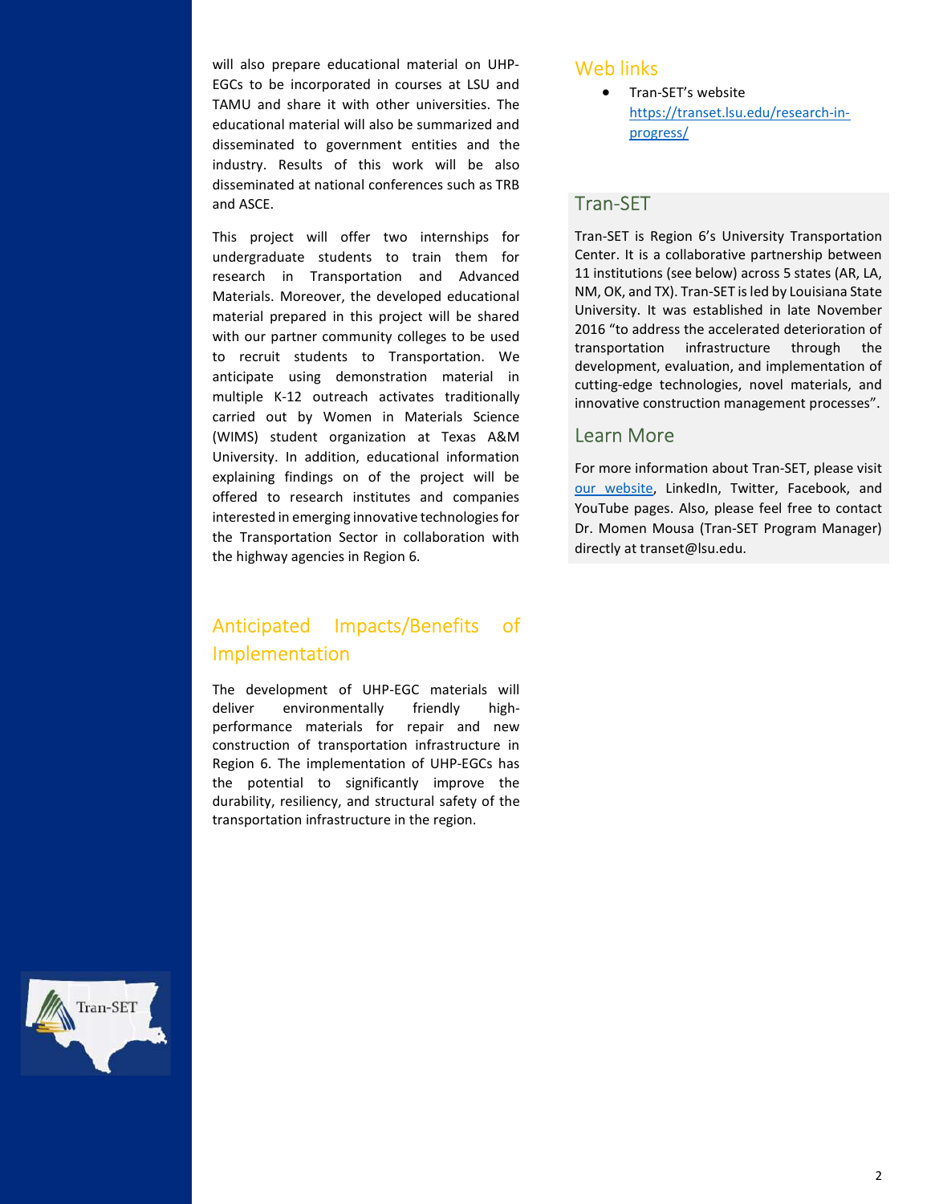will also prepare educational material on UHP-EGCs to be incorporated in courses at LSU and TAMU and share it with other universities. The educational material will also be summarized and disseminated to government entities and the industry. Results of this work will be also disseminated at national conferences such as TRB and ASCE.

This project will offer two internships for undergraduate students to train them for research in Transportation and Advanced Materials. Moreover, the developed educational material prepared in this project will be shared with our partner community colleges to be used to recruit students to Transportation. We anticipate using demonstration material in multiple K-12 outreach activates traditionally carried out by Women in Materials Science (WIMS) student organization at Texas A&M University. In addition, educational information explaining findings on of the project will be offered to research institutes and companies interested in emerging innovative technologies for the Transportation Sector in collaboration with the highway agencies in Region 6.

## Anticipated Impacts/Benefits of Implementation

The development of UHP-EGC materials will deliver environmentally friendly high-performance materials for repair and new construction of transportation infrastructure in Region 6. The implementation of UHP-EGCs has the potential to significantly improve the durability, resiliency, and structural safety of the transportation infrastructure in the region.

## Web links

- Tran-SET's website https://transet.lsu.edu/research-in-progress/

## Tran-SET

Tran-SET is Region 6's University Transportation Center. It is a collaborative partnership between 11 institutions (see below) across 5 states (AR, LA, NM, OK, and TX). Tran-SET is led by Louisiana State University. It was established in late November 2016 "to address the accelerated deterioration of transportation infrastructure through the development, evaluation, and implementation of cutting-edge technologies, novel materials, and innovative construction management processes".

## Learn More

For more information about Tran-SET, please visit our website, LinkedIn, Twitter, Facebook, and YouTube pages. Also, please feel free to contact Dr. Momen Mousa (Tran-SET Program Manager) directly at transet@lsu.edu.

Tran-SET